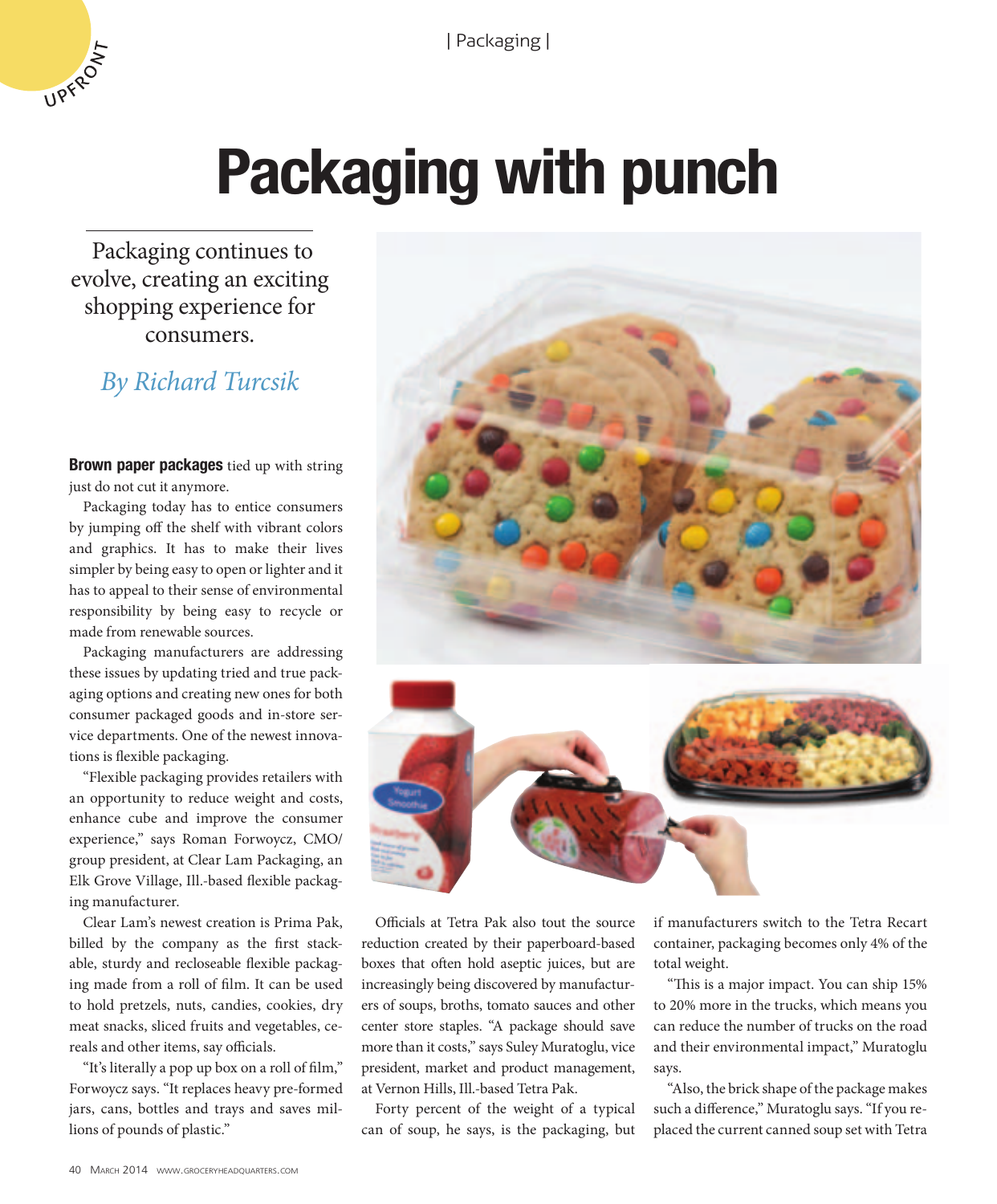# Packaging with punch

Packaging continues to evolve, creating an exciting shopping experience for consumers.

*By Richard Turcsik*

**Brown paper packages** tied up with string just do not cut it anymore.

Packaging today has to entice consumers by jumping off the shelf with vibrant colors and graphics. It has to make their lives simpler by being easy to open or lighter and it has to appeal to their sense of environmental responsibility by being easy to recycle or made from renewable sources.

Packaging manufacturers are addressing these issues by updating tried and true packaging options and creating new ones for both consumer packaged goods and in-store service departments. One of the newest innovations is flexible packaging.

"Flexible packaging provides retailers with an opportunity to reduce weight and costs, enhance cube and improve the consumer experience," says Roman Forwoycz, CMO/group president, at Clear Lam Packaging, an Elk Grove Village, Ill.-based flexible packaging manufacturer.

Clear Lam's newest creation is Prima Pak, billed by the company as the first stackable, sturdy and recloseable flexible packaging made from a roll of film. It can be used to hold pretzels, nuts, candies, cookies, dry meat snacks, sliced fruits and vegetables, cereals and other items, say officials.

"It's literally a pop up box on a roll of film," Forwoycz says. "It replaces heavy pre-formed jars, cans, bottles and trays and saves millions of pounds of plastic."

Officials at Tetra Pak also tout the source reduction created by their paperboard-based boxes that often hold aseptic juices, but are increasingly being discovered by manufacturers of soups, broths, tomato sauces and other center store staples. "A package should save more than it costs," says Suley Muratoglu, vice president, market and product management, at Vernon Hills, Ill.-based Tetra Pak.

Forty percent of the weight of a typical can of soup, he says, is the packaging, but if manufacturers switch to the Tetra Recart container, packaging becomes only 4% of the total weight.

"This is a major impact. You can ship 15% to 20% more in the trucks, which means you can reduce the number of trucks on the road and their environmental impact," Muratoglu says.

"Also, the brick shape of the package makes such a difference," Muratoglu says. "If you replaced the current canned soup set with Tetra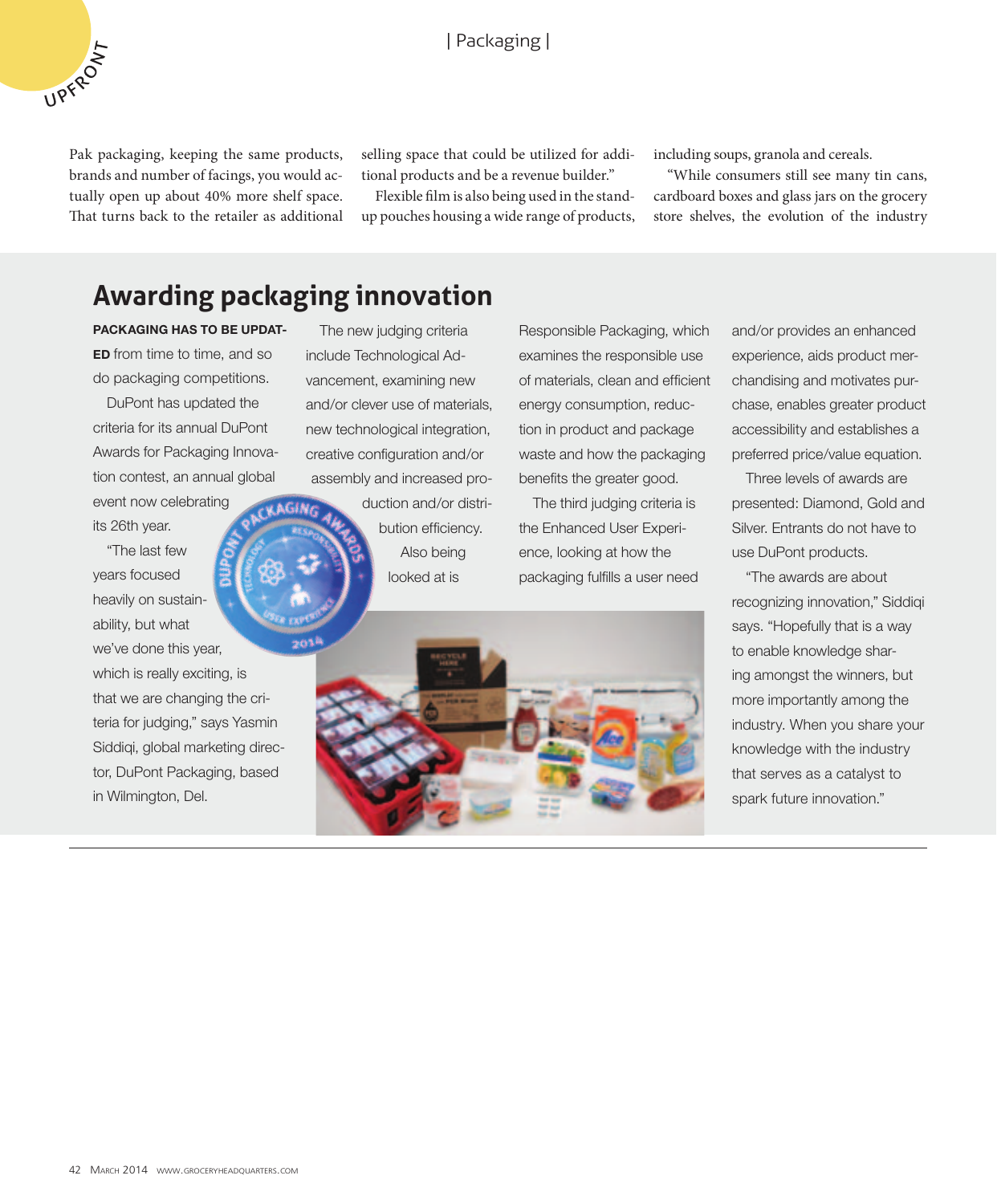Pak packaging, keeping the same products, brands and number of facings, you would actually open up about 40% more shelf space. That turns back to the retailer as additional selling space that could be utilized for additional products and be a revenue builder."

Flexible film is also being used in the stand-up pouches housing a wide range of products, including soups, granola and cereals.

"While consumers still see many tin cans, cardboard boxes and glass jars on the grocery store shelves, the evolution of the industry

## Awarding packaging innovation

**PACKAGING HAS TO BE UPDATED** from time to time, and so do packaging competitions.

DuPont has updated the criteria for its annual DuPont Awards for Packaging Innovation contest, an annual global event now celebrating its 26th year.

"The last few years focused heavily on sustainability, but what we've done this year, which is really exciting, is that we are changing the criteria for judging," says Yasmin Siddiqi, global marketing director, DuPont Packaging, based in Wilmington, Del.

The new judging criteria include Technological Advancement, examining new and/or clever use of materials, new technological integration, creative configuration and/or assembly and increased production and/or distribution efficiency.

Also being looked at is Responsible Packaging, which examines the responsible use of materials, clean and efficient energy consumption, reduction in product and package waste and how the packaging benefits the greater good.

The third judging criteria is the Enhanced User Experience, looking at how the packaging fulfills a user need and/or provides an enhanced experience, aids product merchandising and motivates purchase, enables greater product accessibility and establishes a preferred price/value equation.

Three levels of awards are presented: Diamond, Gold and Silver. Entrants do not have to use DuPont products.

"The awards are about recognizing innovation," Siddiqi says. "Hopefully that is a way to enable knowledge sharing amongst the winners, but more importantly among the industry. When you share your knowledge with the industry that serves as a catalyst to spark future innovation."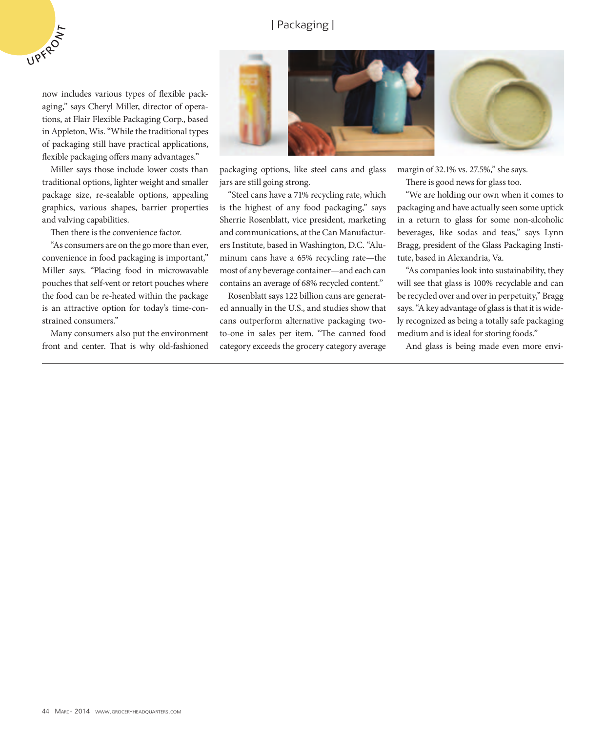now includes various types of flexible packaging," says Cheryl Miller, director of operations, at Flair Flexible Packaging Corp., based in Appleton, Wis. "While the traditional types of packaging still have practical applications, flexible packaging offers many advantages."

Miller says those include lower costs than traditional options, lighter weight and smaller package size, re-sealable options, appealing graphics, various shapes, barrier properties and valving capabilities.

Then there is the convenience factor.

"As consumers are on the go more than ever, convenience in food packaging is important," Miller says. "Placing food in microwavable pouches that self-vent or retort pouches where the food can be re-heated within the package is an attractive option for today's time-constrained consumers."

Many consumers also put the environment front and center. That is why old-fashioned packaging options, like steel cans and glass jars are still going strong.

"Steel cans have a 71% recycling rate, which is the highest of any food packaging," says Sherrie Rosenblatt, vice president, marketing and communications, at the Can Manufacturers Institute, based in Washington, D.C. "Aluminum cans have a 65% recycling rate—the most of any beverage container—and each can contains an average of 68% recycled content."

Rosenblatt says 122 billion cans are generated annually in the U.S., and studies show that cans outperform alternative packaging two-to-one in sales per item. "The canned food category exceeds the grocery category average margin of 32.1% vs. 27.5%," she says.

There is good news for glass too.

"We are holding our own when it comes to packaging and have actually seen some uptick in a return to glass for some non-alcoholic beverages, like sodas and teas," says Lynn Bragg, president of the Glass Packaging Institute, based in Alexandria, Va.

"As companies look into sustainability, they will see that glass is 100% recyclable and can be recycled over and over in perpetuity," Bragg says. "A key advantage of glass is that it is widely recognized as being a totally safe packaging medium and is ideal for storing foods."

And glass is being made even more envi-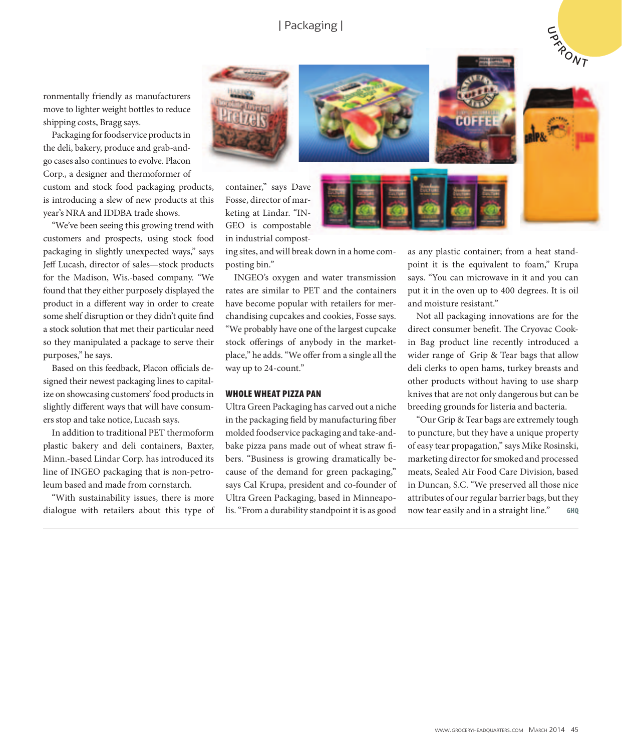ronmentally friendly as manufacturers move to lighter weight bottles to reduce shipping costs, Bragg says.

Packaging for foodservice products in the deli, bakery, produce and grab-and-go cases also continues to evolve. Placon Corp., a designer and thermoformer of custom and stock food packaging products, is introducing a slew of new products at this year's NRA and IDDBA trade shows.

"We've been seeing this growing trend with customers and prospects, using stock food packaging in slightly unexpected ways," says Jeff Lucash, director of sales—stock products for the Madison, Wis.-based company. "We found that they either purposely displayed the product in a different way in order to create some shelf disruption or they didn't quite find a stock solution that met their particular need so they manipulated a package to serve their purposes," he says.

Based on this feedback, Placon officials designed their newest packaging lines to capitalize on showcasing customers' food products in slightly different ways that will have consumers stop and take notice, Lucash says.

In addition to traditional PET thermoform plastic bakery and deli containers, Baxter, Minn.-based Lindar Corp. has introduced its line of INGEO packaging that is non-petroleum based and made from cornstarch.

"With sustainability issues, there is more dialogue with retailers about this type of container," says Dave Fosse, director of marketing at Lindar. "INGEO is compostable in industrial composting sites, and will break down in a home composting bin."

INGEO's oxygen and water transmission rates are similar to PET and the containers have become popular with retailers for merchandising cupcakes and cookies, Fosse says. "We probably have one of the largest cupcake stock offerings of anybody in the marketplace," he adds. "We offer from a single all the way up to 24-count."

## WHOLE WHEAT PIZZA PAN

Ultra Green Packaging has carved out a niche in the packaging field by manufacturing fiber molded foodservice packaging and take-and-bake pizza pans made out of wheat straw fibers. "Business is growing dramatically because of the demand for green packaging," says Cal Krupa, president and co-founder of Ultra Green Packaging, based in Minneapolis. "From a durability standpoint it is as good as any plastic container; from a heat standpoint it is the equivalent to foam," Krupa says. "You can microwave in it and you can put it in the oven up to 400 degrees. It is oil and moisture resistant."

Not all packaging innovations are for the direct consumer benefit. The Cryovac Cook-in Bag product line recently introduced a wider range of Grip & Tear bags that allow deli clerks to open hams, turkey breasts and other products without having to use sharp knives that are not only dangerous but can be breeding grounds for listeria and bacteria.

"Our Grip & Tear bags are extremely tough to puncture, but they have a unique property of easy tear propagation," says Mike Rosinski, marketing director for smoked and processed meats, Sealed Air Food Care Division, based in Duncan, S.C. "We preserved all those nice attributes of our regular barrier bags, but they now tear easily and in a straight line." GHQ